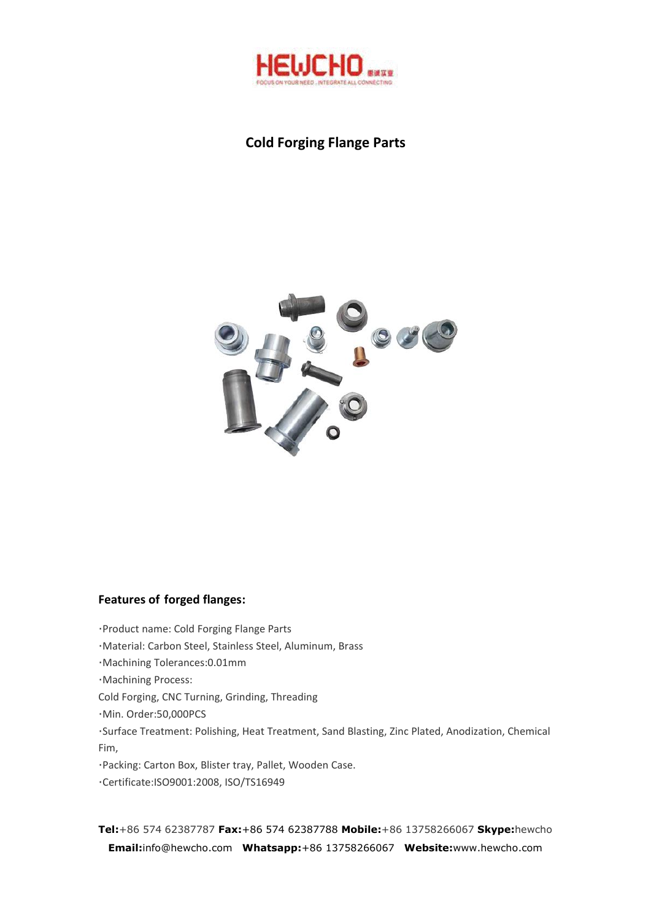# Cold Forging Flange Parts

## Features of forged flanges:

·Product name: Cold Forging Flange Parts

·Material: Carbon Steel, Stainless Steel, Aluminum, Brass

·Machining Tolerances:0.01mm

·Machining Process:

Cold Forging, CNC Turning, Grinding, Threading

·Min. Order:50,000PCS

·Surface Treatment: Polishing, Heat Treatment, Sand Blasting, Zinc Plated, Anodization, Chemical Fim,

·Packing: Carton Box, Blister tray, Pallet, Wooden Case.

·Certificate:ISO9001:2008, ISO/TS16949

**Tel:**+86 574 62387787 **Fax:**+86 574 62387788 **Mobile:**+86 13758266067 **Skype:**hewcho **Email:**info@hewcho.com **Whatsapp:**+86 13758266067 **Website:**www.hewcho.com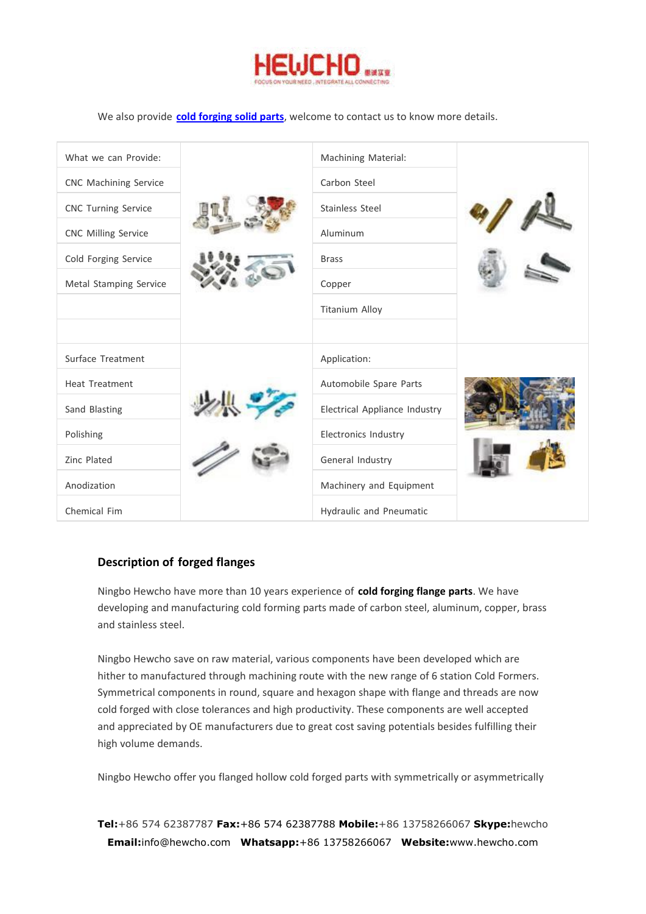We also provide **cold forging solid parts**, welcome to contact us to know more details.

| What we can Provide: | | Machining Material: | |
|---|---|---|---|
| CNC Machining Service | | Carbon Steel | |
| CNC Turning Service | | Stainless Steel | |
| CNC Milling Service | | Aluminum | |
| Cold Forging Service | | Brass | |
| Metal Stamping Service | | Copper | |
| | | Titanium Alloy | |
| | | | |
| Surface Treatment | | Application: | |
| Heat Treatment | | Automobile Spare Parts | |
| Sand Blasting | | Electrical Appliance Industry | |
| Polishing | | Electronics Industry | |
| Zinc Plated | | General Industry | |
| Anodization | | Machinery and Equipment | |
| Chemical Fim | | Hydraulic and Pneumatic | |

### Description of forged flanges

Ningbo Hewcho have more than 10 years experience of **cold forging flange parts**. We have developing and manufacturing cold forming parts made of carbon steel, aluminum, copper, brass and stainless steel.

Ningbo Hewcho save on raw material, various components have been developed which are hither to manufactured through machining route with the new range of 6 station Cold Formers. Symmetrical components in round, square and hexagon shape with flange and threads are now cold forged with close tolerances and high productivity. These components are well accepted and appreciated by OE manufacturers due to great cost saving potentials besides fulfilling their high volume demands.

Ningbo Hewcho offer you flanged hollow cold forged parts with symmetrically or asymmetrically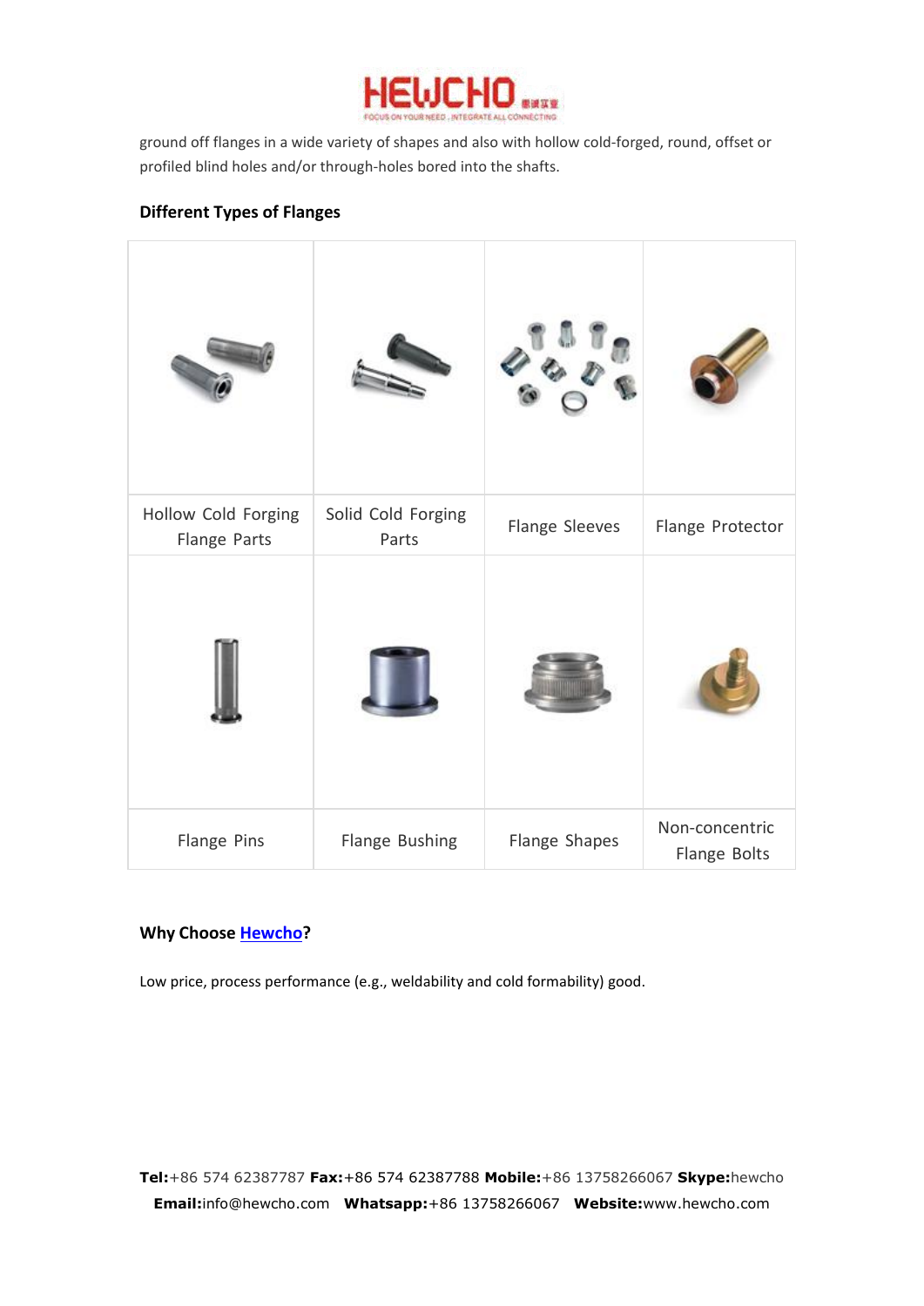ground off flanges in a wide variety of shapes and also with hollow cold-forged, round, offset or profiled blind holes and/or through-holes bored into the shafts.

### Different Types of Flanges

| | | | |
|---|---|---|---|
| Hollow Cold Forging Flange Parts | Solid Cold Forging Parts | Flange Sleeves | Flange Protector |
| | | | |
| Flange Pins | Flange Bushing | Flange Shapes | Non-concentric Flange Bolts |

### Why Choose Hewcho?

Low price, process performance (e.g., weldability and cold formability) good.

**Tel:**+86 574 62387787 **Fax:**+86 574 62387788 **Mobile:**+86 13758266067 **Skype:**hewcho **Email:**info@hewcho.com **Whatsapp:**+86 13758266067 **Website:**www.hewcho.com